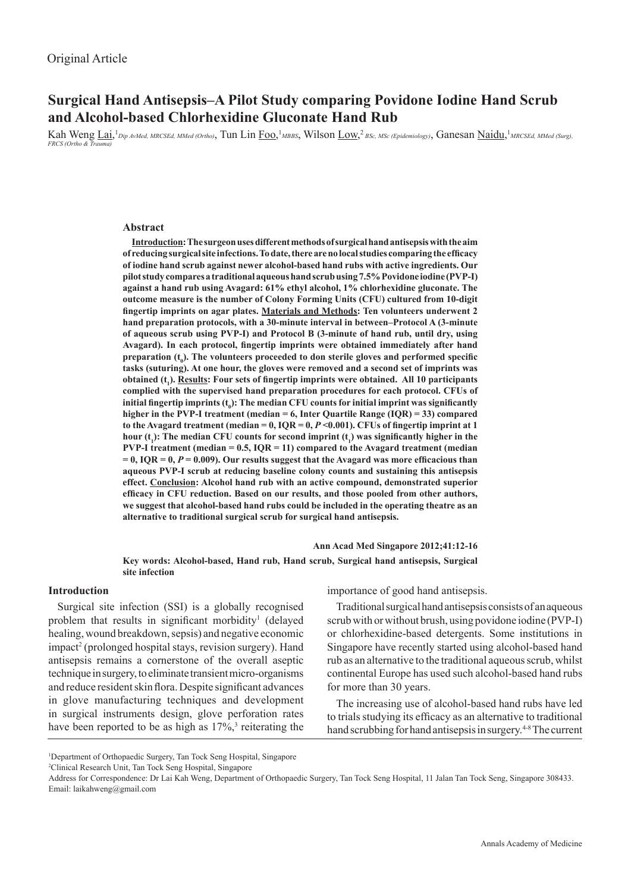Original Article

# Surgical Hand Antisepsis–A Pilot Study comparing Povidone Iodine Hand Scrub and Alcohol-based Chlorhexidine Gluconate Hand Rub

Kah Weng Lai,[1] *Dip AvMed, MRCSEd, MMed (Ortho)*, Tun Lin Foo,[1] *MBBS*, Wilson Low,[2] *BSc, MSc (Epidemiology)*, Ganesan Naidu,[1] *MRCSEd, MMed (Surg), FRCS (Ortho & Trauma)*

## Abstract

**Introduction: The surgeon uses different methods of surgical hand antisepsis with the aim of reducing surgical site infections. To date, there are no local studies comparing the efficacy of iodine hand scrub against newer alcohol-based hand rubs with active ingredients. Our pilot study compares a traditional aqueous hand scrub using 7.5% Povidone iodine (PVP-I) against a hand rub using Avagard: 61% ethyl alcohol, 1% chlorhexidine gluconate. The outcome measure is the number of Colony Forming Units (CFU) cultured from 10-digit fingertip imprints on agar plates. Materials and Methods: Ten volunteers underwent 2 hand preparation protocols, with a 30-minute interval in between–Protocol A (3-minute of aqueous scrub using PVP-I) and Protocol B (3-minute of hand rub, until dry, using Avagard). In each protocol, fingertip imprints were obtained immediately after hand preparation ($t_0$). The volunteers proceeded to don sterile gloves and performed specific tasks (suturing). At one hour, the gloves were removed and a second set of imprints was obtained ($t_1$). Results: Four sets of fingertip imprints were obtained. All 10 participants complied with the supervised hand preparation procedures for each protocol. CFUs of initial fingertip imprints ($t_0$): The median CFU counts for initial imprint was significantly higher in the PVP-I treatment (median = 6, Inter Quartile Range (IQR) = 33) compared to the Avagard treatment (median = 0, IQR = 0, $P$ <0.001). CFUs of fingertip imprint at 1 hour ($t_1$): The median CFU counts for second imprint ($t_1$) was significantly higher in the PVP-I treatment (median = 0.5, IQR = 11) compared to the Avagard treatment (median = 0, IQR = 0, $P$ = 0.009). Our results suggest that the Avagard was more efficacious than aqueous PVP-I scrub at reducing baseline colony counts and sustaining this antisepsis effect. Conclusion: Alcohol hand rub with an active compound, demonstrated superior efficacy in CFU reduction. Based on our results, and those pooled from other authors, we suggest that alcohol-based hand rubs could be included in the operating theatre as an alternative to traditional surgical scrub for surgical hand antisepsis.**

**Ann Acad Med Singapore 2012;41:12-16**

**Key words: Alcohol-based, Hand rub, Hand scrub, Surgical hand antisepsis, Surgical site infection**

## Introduction

Surgical site infection (SSI) is a globally recognised problem that results in significant morbidity[1] (delayed healing, wound breakdown, sepsis) and negative economic impact[2] (prolonged hospital stays, revision surgery). Hand antisepsis remains a cornerstone of the overall aseptic technique in surgery, to eliminate transient micro-organisms and reduce resident skin flora. Despite significant advances in glove manufacturing techniques and development in surgical instruments design, glove perforation rates have been reported to be as high as 17%,[3] reiterating the importance of good hand antisepsis.

Traditional surgical hand antisepsis consists of an aqueous scrub with or without brush, using povidone iodine (PVP-I) or chlorhexidine-based detergents. Some institutions in Singapore have recently started using alcohol-based hand rub as an alternative to the traditional aqueous scrub, whilst continental Europe has used such alcohol-based hand rubs for more than 30 years.

The increasing use of alcohol-based hand rubs have led to trials studying its efficacy as an alternative to traditional hand scrubbing for hand antisepsis in surgery.[4-8] The current

[1]Department of Orthopaedic Surgery, Tan Tock Seng Hospital, Singapore

[2]Clinical Research Unit, Tan Tock Seng Hospital, Singapore

Address for Correspondence: Dr Lai Kah Weng, Department of Orthopaedic Surgery, Tan Tock Seng Hospital, 11 Jalan Tan Tock Seng, Singapore 308433.
Email: laikahweng@gmail.com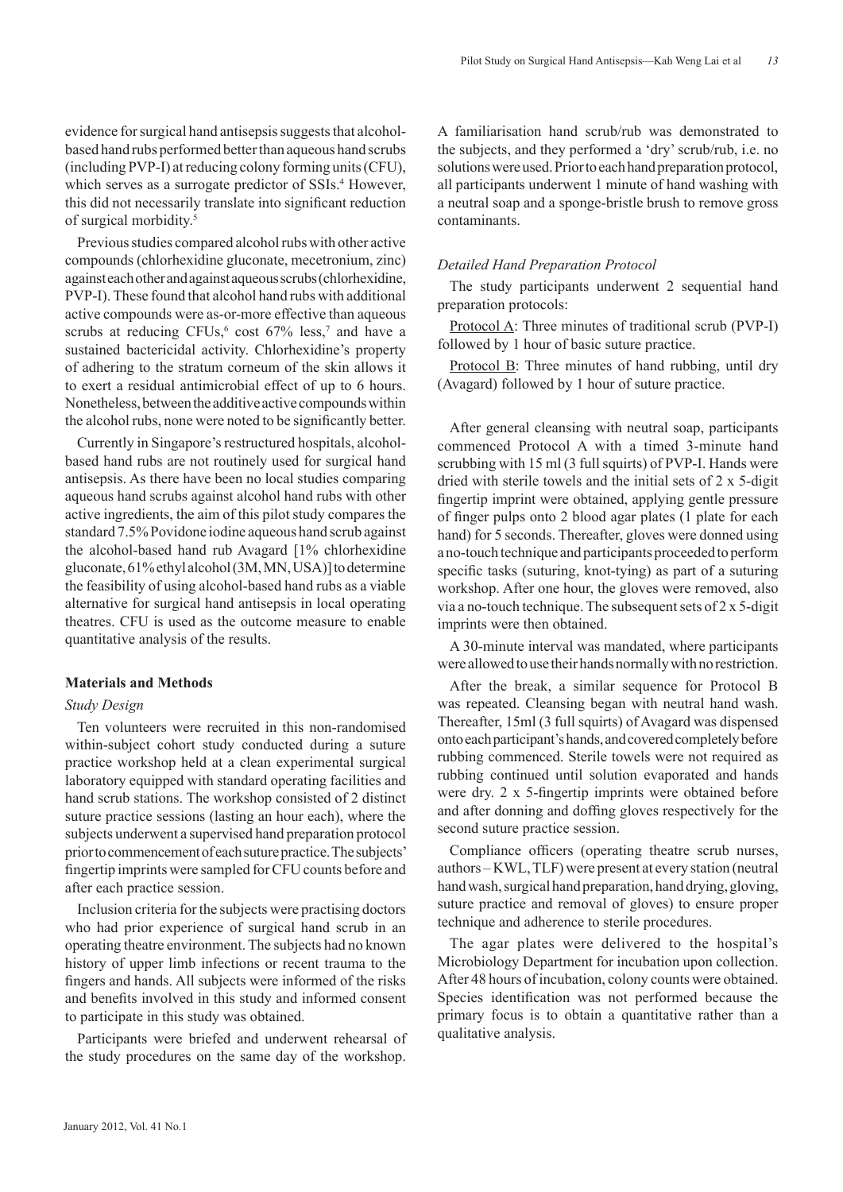evidence for surgical hand antisepsis suggests that alcohol-based hand rubs performed better than aqueous hand scrubs (including PVP-I) at reducing colony forming units (CFU), which serves as a surrogate predictor of SSIs.[4] However, this did not necessarily translate into significant reduction of surgical morbidity.[5]

Previous studies compared alcohol rubs with other active compounds (chlorhexidine gluconate, mecetronium, zinc) against each other and against aqueous scrubs (chlorhexidine, PVP-I). These found that alcohol hand rubs with additional active compounds were as-or-more effective than aqueous scrubs at reducing CFUs,[6] cost 67% less,[7] and have a sustained bactericidal activity. Chlorhexidine's property of adhering to the stratum corneum of the skin allows it to exert a residual antimicrobial effect of up to 6 hours. Nonetheless, between the additive active compounds within the alcohol rubs, none were noted to be significantly better.

Currently in Singapore's restructured hospitals, alcohol-based hand rubs are not routinely used for surgical hand antisepsis. As there have been no local studies comparing aqueous hand scrubs against alcohol hand rubs with other active ingredients, the aim of this pilot study compares the standard 7.5% Povidone iodine aqueous hand scrub against the alcohol-based hand rub Avagard [1% chlorhexidine gluconate, 61% ethyl alcohol (3M, MN, USA)] to determine the feasibility of using alcohol-based hand rubs as a viable alternative for surgical hand antisepsis in local operating theatres. CFU is used as the outcome measure to enable quantitative analysis of the results.

## Materials and Methods

### *Study Design*

Ten volunteers were recruited in this non-randomised within-subject cohort study conducted during a suture practice workshop held at a clean experimental surgical laboratory equipped with standard operating facilities and hand scrub stations. The workshop consisted of 2 distinct suture practice sessions (lasting an hour each), where the subjects underwent a supervised hand preparation protocol prior to commencement of each suture practice. The subjects' fingertip imprints were sampled for CFU counts before and after each practice session.

Inclusion criteria for the subjects were practising doctors who had prior experience of surgical hand scrub in an operating theatre environment. The subjects had no known history of upper limb infections or recent trauma to the fingers and hands. All subjects were informed of the risks and benefits involved in this study and informed consent to participate in this study was obtained.

Participants were briefed and underwent rehearsal of the study procedures on the same day of the workshop. A familiarisation hand scrub/rub was demonstrated to the subjects, and they performed a 'dry' scrub/rub, i.e. no solutions were used. Prior to each hand preparation protocol, all participants underwent 1 minute of hand washing with a neutral soap and a sponge-bristle brush to remove gross contaminants.

### *Detailed Hand Preparation Protocol*

The study participants underwent 2 sequential hand preparation protocols:

Protocol A: Three minutes of traditional scrub (PVP-I) followed by 1 hour of basic suture practice.

Protocol B: Three minutes of hand rubbing, until dry (Avagard) followed by 1 hour of suture practice.

After general cleansing with neutral soap, participants commenced Protocol A with a timed 3-minute hand scrubbing with 15 ml (3 full squirts) of PVP-I. Hands were dried with sterile towels and the initial sets of 2 x 5-digit fingertip imprint were obtained, applying gentle pressure of finger pulps onto 2 blood agar plates (1 plate for each hand) for 5 seconds. Thereafter, gloves were donned using a no-touch technique and participants proceeded to perform specific tasks (suturing, knot-tying) as part of a suturing workshop. After one hour, the gloves were removed, also via a no-touch technique. The subsequent sets of 2 x 5-digit imprints were then obtained.

A 30-minute interval was mandated, where participants were allowed to use their hands normally with no restriction.

After the break, a similar sequence for Protocol B was repeated. Cleansing began with neutral hand wash. Thereafter, 15ml (3 full squirts) of Avagard was dispensed onto each participant's hands, and covered completely before rubbing commenced. Sterile towels were not required as rubbing continued until solution evaporated and hands were dry. 2 x 5-fingertip imprints were obtained before and after donning and doffing gloves respectively for the second suture practice session.

Compliance officers (operating theatre scrub nurses, authors – KWL, TLF) were present at every station (neutral hand wash, surgical hand preparation, hand drying, gloving, suture practice and removal of gloves) to ensure proper technique and adherence to sterile procedures.

The agar plates were delivered to the hospital's Microbiology Department for incubation upon collection. After 48 hours of incubation, colony counts were obtained. Species identification was not performed because the primary focus is to obtain a quantitative rather than a qualitative analysis.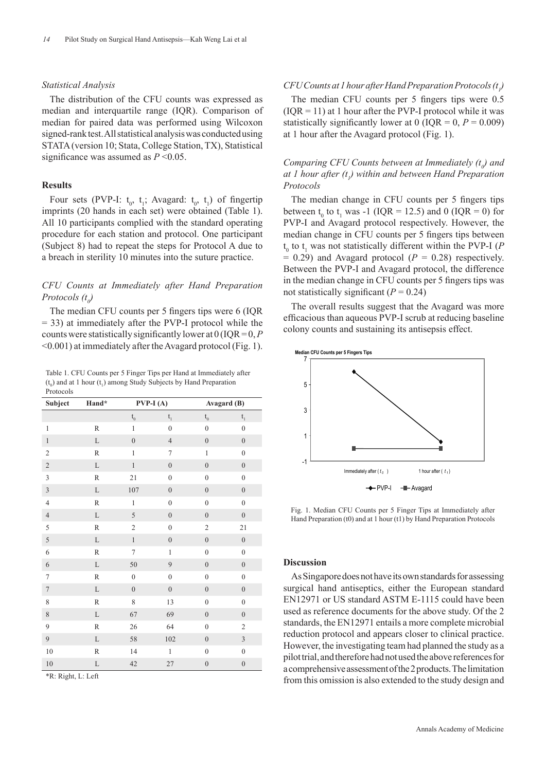### Statistical Analysis

The distribution of the CFU counts was expressed as median and interquartile range (IQR). Comparison of median for paired data was performed using Wilcoxon signed-rank test. All statistical analysis was conducted using STATA (version 10; Stata, College Station, TX), Statistical significance was assumed as $P$ <0.05.

## Results

Four sets (PVP-I: $t_0$, $t_1$; Avagard: $t_0$, $t_1$) of fingertip imprints (20 hands in each set) were obtained (Table 1). All 10 participants complied with the standard operating procedure for each station and protocol. One participant (Subject 8) had to repeat the steps for Protocol A due to a breach in sterility 10 minutes into the suture practice.

### *CFU Counts at Immediately after Hand Preparation Protocols ($t_0$)*

The median CFU counts per 5 fingers tips were 6 (IQR = 33) at immediately after the PVP-I protocol while the counts were statistically significantly lower at 0 (IQR = 0, $P$ <0.001) at immediately after the Avagard protocol (Fig. 1).

Table 1. CFU Counts per 5 Finger Tips per Hand at Immediately after ($t_0$) and at 1 hour ($t_1$) among Study Subjects by Hand Preparation Protocols

| Subject | Hand* | PVP-I (A) | | Avagard (B) | |
|---|---|---|---|---|---|
| | | $t_0$ | $t_1$ | $t_0$ | $t_1$ |
| 1 | R | 1 | 0 | 0 | 0 |
| 1 | L | 0 | 4 | 0 | 0 |
| 2 | R | 1 | 7 | 1 | 0 |
| 2 | L | 1 | 0 | 0 | 0 |
| 3 | R | 21 | 0 | 0 | 0 |
| 3 | L | 107 | 0 | 0 | 0 |
| 4 | R | 1 | 0 | 0 | 0 |
| 4 | L | 5 | 0 | 0 | 0 |
| 5 | R | 2 | 0 | 2 | 21 |
| 5 | L | 1 | 0 | 0 | 0 |
| 6 | R | 7 | 1 | 0 | 0 |
| 6 | L | 50 | 9 | 0 | 0 |
| 7 | R | 0 | 0 | 0 | 0 |
| 7 | L | 0 | 0 | 0 | 0 |
| 8 | R | 8 | 13 | 0 | 0 |
| 8 | L | 67 | 69 | 0 | 0 |
| 9 | R | 26 | 64 | 0 | 2 |
| 9 | L | 58 | 102 | 0 | 3 |
| 10 | R | 14 | 1 | 0 | 0 |
| 10 | L | 42 | 27 | 0 | 0 |

*R: Right, L: Left

### *CFU Counts at 1 hour after Hand Preparation Protocols ($t_1$)*

The median CFU counts per 5 fingers tips were 0.5 (IQR = 11) at 1 hour after the PVP-I protocol while it was statistically significantly lower at 0 (IQR = 0, $P$ = 0.009) at 1 hour after the Avagard protocol (Fig. 1).

### *Comparing CFU Counts between at Immediately ($t_0$) and at 1 hour after ($t_1$) within and between Hand Preparation Protocols*

The median change in CFU counts per 5 fingers tips between $t_0$ to $t_1$ was -1 (IQR = 12.5) and 0 (IQR = 0) for PVP-I and Avagard protocol respectively. However, the median change in CFU counts per 5 fingers tips between $t_0$ to $t_1$ was not statistically different within the PVP-I ($P$ = 0.29) and Avagard protocol ($P$ = 0.28) respectively. Between the PVP-I and Avagard protocol, the difference in the median change in CFU counts per 5 fingers tips was not statistically significant ($P$ = 0.24)

The overall results suggest that the Avagard was more efficacious than aqueous PVP-I scrub at reducing baseline colony counts and sustaining its antisepsis effect.

Fig. 1. Median CFU Counts per 5 Finger Tips at Immediately after Hand Preparation (t0) and at 1 hour (t1) by Hand Preparation Protocols

## Discussion

As Singapore does not have its own standards for assessing surgical hand antiseptics, either the European standard EN12971 or US standard ASTM E-1115 could have been used as reference documents for the above study. Of the 2 standards, the EN12971 entails a more complete microbial reduction protocol and appears closer to clinical practice. However, the investigating team had planned the study as a pilot trial, and therefore had not used the above references for a comprehensive assessment of the 2 products. The limitation from this omission is also extended to the study design and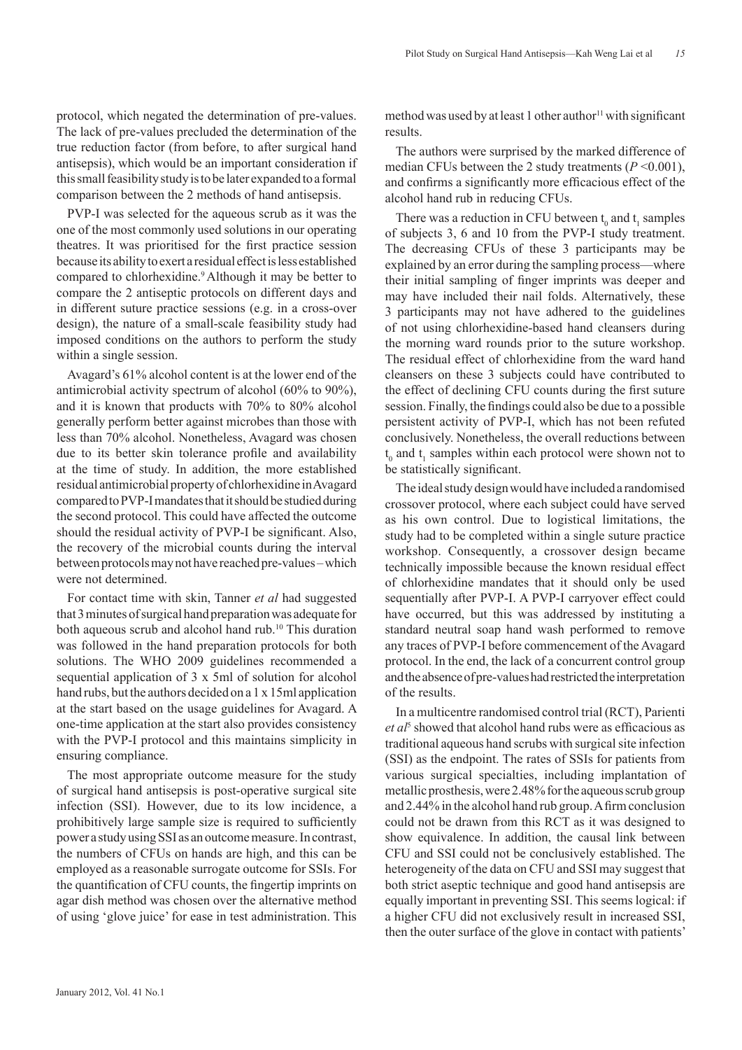protocol, which negated the determination of pre-values. The lack of pre-values precluded the determination of the true reduction factor (from before, to after surgical hand antisepsis), which would be an important consideration if this small feasibility study is to be later expanded to a formal comparison between the 2 methods of hand antisepsis.

PVP-I was selected for the aqueous scrub as it was the one of the most commonly used solutions in our operating theatres. It was prioritised for the first practice session because its ability to exert a residual effect is less established compared to chlorhexidine.[9] Although it may be better to compare the 2 antiseptic protocols on different days and in different suture practice sessions (e.g. in a cross-over design), the nature of a small-scale feasibility study had imposed conditions on the authors to perform the study within a single session.

Avagard's 61% alcohol content is at the lower end of the antimicrobial activity spectrum of alcohol (60% to 90%), and it is known that products with 70% to 80% alcohol generally perform better against microbes than those with less than 70% alcohol. Nonetheless, Avagard was chosen due to its better skin tolerance profile and availability at the time of study. In addition, the more established residual antimicrobial property of chlorhexidine in Avagard compared to PVP-I mandates that it should be studied during the second protocol. This could have affected the outcome should the residual activity of PVP-I be significant. Also, the recovery of the microbial counts during the interval between protocols may not have reached pre-values – which were not determined.

For contact time with skin, Tanner *et al* had suggested that 3 minutes of surgical hand preparation was adequate for both aqueous scrub and alcohol hand rub.[10] This duration was followed in the hand preparation protocols for both solutions. The WHO 2009 guidelines recommended a sequential application of 3 x 5ml of solution for alcohol hand rubs, but the authors decided on a 1 x 15ml application at the start based on the usage guidelines for Avagard. A one-time application at the start also provides consistency with the PVP-I protocol and this maintains simplicity in ensuring compliance.

The most appropriate outcome measure for the study of surgical hand antisepsis is post-operative surgical site infection (SSI). However, due to its low incidence, a prohibitively large sample size is required to sufficiently power a study using SSI as an outcome measure. In contrast, the numbers of CFUs on hands are high, and this can be employed as a reasonable surrogate outcome for SSIs. For the quantification of CFU counts, the fingertip imprints on agar dish method was chosen over the alternative method of using 'glove juice' for ease in test administration. This method was used by at least 1 other author[11] with significant results.

The authors were surprised by the marked difference of median CFUs between the 2 study treatments ($P$ <0.001), and confirms a significantly more efficacious effect of the alcohol hand rub in reducing CFUs.

There was a reduction in CFU between $t_0$ and $t_1$ samples of subjects 3, 6 and 10 from the PVP-I study treatment. The decreasing CFUs of these 3 participants may be explained by an error during the sampling process—where their initial sampling of finger imprints was deeper and may have included their nail folds. Alternatively, these 3 participants may not have adhered to the guidelines of not using chlorhexidine-based hand cleansers during the morning ward rounds prior to the suture workshop. The residual effect of chlorhexidine from the ward hand cleansers on these 3 subjects could have contributed to the effect of declining CFU counts during the first suture session. Finally, the findings could also be due to a possible persistent activity of PVP-I, which has not been refuted conclusively. Nonetheless, the overall reductions between $t_0$ and $t_1$ samples within each protocol were shown not to be statistically significant.

The ideal study design would have included a randomised crossover protocol, where each subject could have served as his own control. Due to logistical limitations, the study had to be completed within a single suture practice workshop. Consequently, a crossover design became technically impossible because the known residual effect of chlorhexidine mandates that it should only be used sequentially after PVP-I. A PVP-I carryover effect could have occurred, but this was addressed by instituting a standard neutral soap hand wash performed to remove any traces of PVP-I before commencement of the Avagard protocol. In the end, the lack of a concurrent control group and the absence of pre-values had restricted the interpretation of the results.

In a multicentre randomised control trial (RCT), Parienti *et al*[5] showed that alcohol hand rubs were as efficacious as traditional aqueous hand scrubs with surgical site infection (SSI) as the endpoint. The rates of SSIs for patients from various surgical specialties, including implantation of metallic prosthesis, were 2.48% for the aqueous scrub group and 2.44% in the alcohol hand rub group. A firm conclusion could not be drawn from this RCT as it was designed to show equivalence. In addition, the causal link between CFU and SSI could not be conclusively established. The heterogeneity of the data on CFU and SSI may suggest that both strict aseptic technique and good hand antisepsis are equally important in preventing SSI. This seems logical: if a higher CFU did not exclusively result in increased SSI, then the outer surface of the glove in contact with patients'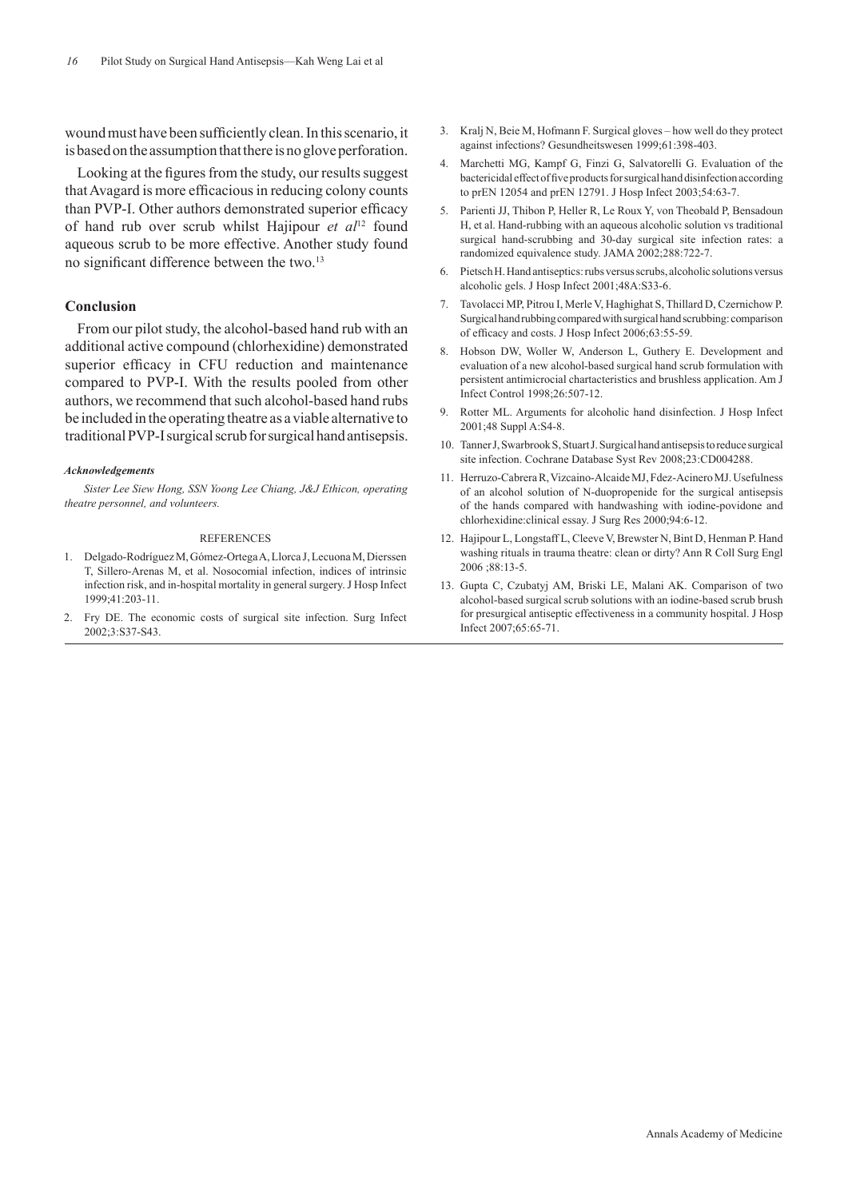wound must have been sufficiently clean. In this scenario, it is based on the assumption that there is no glove perforation.

Looking at the figures from the study, our results suggest that Avagard is more efficacious in reducing colony counts than PVP-I. Other authors demonstrated superior efficacy of hand rub over scrub whilst Hajipour *et al*[12] found aqueous scrub to be more effective. Another study found no significant difference between the two.[13]

## Conclusion

From our pilot study, the alcohol-based hand rub with an additional active compound (chlorhexidine) demonstrated superior efficacy in CFU reduction and maintenance compared to PVP-I. With the results pooled from other authors, we recommend that such alcohol-based hand rubs be included in the operating theatre as a viable alternative to traditional PVP-I surgical scrub for surgical hand antisepsis.

### *Acknowledgements*

*Sister Lee Siew Hong, SSN Yoong Lee Chiang, J&J Ethicon, operating theatre personnel, and volunteers.*

## REFERENCES

1. Delgado-Rodríguez M, Gómez-Ortega A, Llorca J, Lecuona M, Dierssen T, Sillero-Arenas M, et al. Nosocomial infection, indices of intrinsic infection risk, and in-hospital mortality in general surgery. J Hosp Infect 1999;41:203-11.
2. Fry DE. The economic costs of surgical site infection. Surg Infect 2002;3:S37-S43.
3. Kralj N, Beie M, Hofmann F. Surgical gloves – how well do they protect against infections? Gesundheitswesen 1999;61:398-403.
4. Marchetti MG, Kampf G, Finzi G, Salvatorelli G. Evaluation of the bactericidal effect of five products for surgical hand disinfection according to prEN 12054 and prEN 12791. J Hosp Infect 2003;54:63-7.
5. Parienti JJ, Thibon P, Heller R, Le Roux Y, von Theobald P, Bensadoun H, et al. Hand-rubbing with an aqueous alcoholic solution vs traditional surgical hand-scrubbing and 30-day surgical site infection rates: a randomized equivalence study. JAMA 2002;288:722-7.
6. Pietsch H. Hand antiseptics: rubs versus scrubs, alcoholic solutions versus alcoholic gels. J Hosp Infect 2001;48A:S33-6.
7. Tavolacci MP, Pitrou I, Merle V, Haghighat S, Thillard D, Czernichow P. Surgical hand rubbing compared with surgical hand scrubbing: comparison of efficacy and costs. J Hosp Infect 2006;63:55-59.
8. Hobson DW, Woller W, Anderson L, Guthery E. Development and evaluation of a new alcohol-based surgical hand scrub formulation with persistent antimicrocial chartacteristics and brushless application. Am J Infect Control 1998;26:507-12.
9. Rotter ML. Arguments for alcoholic hand disinfection. J Hosp Infect 2001;48 Suppl A:S4-8.
10. Tanner J, Swarbrook S, Stuart J. Surgical hand antisepsis to reduce surgical site infection. Cochrane Database Syst Rev 2008;23:CD004288.
11. Herruzo-Cabrera R, Vizcaino-Alcaide MJ, Fdez-Acinero MJ. Usefulness of an alcohol solution of N-duopropenide for the surgical antisepsis of the hands compared with handwashing with iodine-povidone and chlorhexidine:clinical essay. J Surg Res 2000;94:6-12.
12. Hajipour L, Longstaff L, Cleeve V, Brewster N, Bint D, Henman P. Hand washing rituals in trauma theatre: clean or dirty? Ann R Coll Surg Engl 2006 ;88:13-5.
13. Gupta C, Czubatyj AM, Briski LE, Malani AK. Comparison of two alcohol-based surgical scrub solutions with an iodine-based scrub brush for presurgical antiseptic effectiveness in a community hospital. J Hosp Infect 2007;65:65-71.